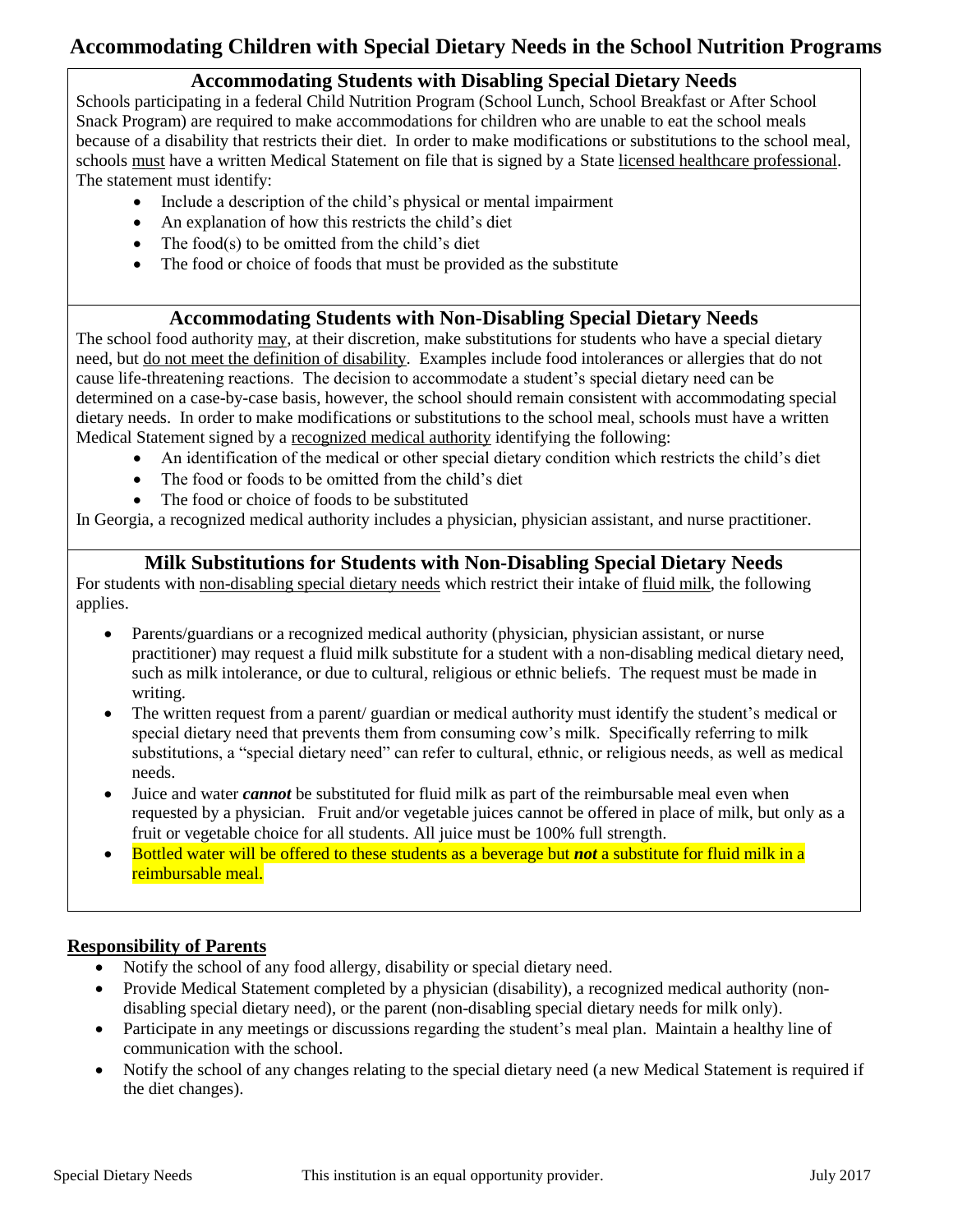# Accommodating Children with Special Dietary Needs in the School Nutrition Programs

## Accommodating Students with Disabling Special Dietary Needs

Schools participating in a federal Child Nutrition Program (School Lunch, School Breakfast or After School Snack Program) are required to make accommodations for children who are unable to eat the school meals because of a disability that restricts their diet. In order to make modifications or substitutions to the school meal, schools must have a written Medical Statement on file that is signed by a State licensed healthcare professional. The statement must identify:

- Include a description of the child's physical or mental impairment
- An explanation of how this restricts the child's diet
- The food(s) to be omitted from the child's diet
- The food or choice of foods that must be provided as the substitute

## Accommodating Students with Non-Disabling Special Dietary Needs

The school food authority may, at their discretion, make substitutions for students who have a special dietary need, but do not meet the definition of disability. Examples include food intolerances or allergies that do not cause life-threatening reactions. The decision to accommodate a student's special dietary need can be determined on a case-by-case basis, however, the school should remain consistent with accommodating special dietary needs. In order to make modifications or substitutions to the school meal, schools must have a written Medical Statement signed by a recognized medical authority identifying the following:

- An identification of the medical or other special dietary condition which restricts the child's diet
- The food or foods to be omitted from the child's diet
- The food or choice of foods to be substituted

In Georgia, a recognized medical authority includes a physician, physician assistant, and nurse practitioner.

## Milk Substitutions for Students with Non-Disabling Special Dietary Needs

For students with non-disabling special dietary needs which restrict their intake of fluid milk, the following applies.

- Parents/guardians or a recognized medical authority (physician, physician assistant, or nurse practitioner) may request a fluid milk substitute for a student with a non-disabling medical dietary need, such as milk intolerance, or due to cultural, religious or ethnic beliefs. The request must be made in writing.
- The written request from a parent/ guardian or medical authority must identify the student's medical or special dietary need that prevents them from consuming cow's milk. Specifically referring to milk substitutions, a "special dietary need" can refer to cultural, ethnic, or religious needs, as well as medical needs.
- Juice and water ***cannot*** be substituted for fluid milk as part of the reimbursable meal even when requested by a physician. Fruit and/or vegetable juices cannot be offered in place of milk, but only as a fruit or vegetable choice for all students. All juice must be 100% full strength.
- Bottled water will be offered to these students as a beverage but ***not*** a substitute for fluid milk in a reimbursable meal.

## Responsibility of Parents

- Notify the school of any food allergy, disability or special dietary need.
- Provide Medical Statement completed by a physician (disability), a recognized medical authority (non-disabling special dietary need), or the parent (non-disabling special dietary needs for milk only).
- Participate in any meetings or discussions regarding the student's meal plan. Maintain a healthy line of communication with the school.
- Notify the school of any changes relating to the special dietary need (a new Medical Statement is required if the diet changes).

This institution is an equal opportunity provider.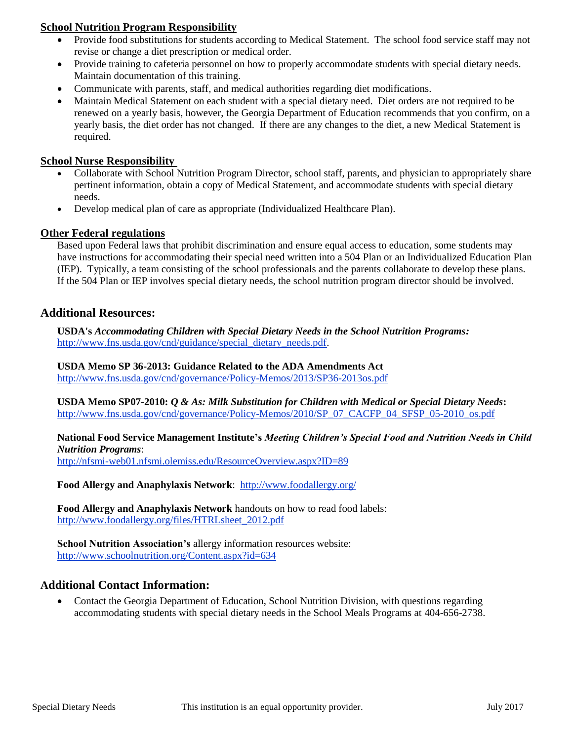### School Nutrition Program Responsibility

- Provide food substitutions for students according to Medical Statement. The school food service staff may not revise or change a diet prescription or medical order.
- Provide training to cafeteria personnel on how to properly accommodate students with special dietary needs. Maintain documentation of this training.
- Communicate with parents, staff, and medical authorities regarding diet modifications.
- Maintain Medical Statement on each student with a special dietary need. Diet orders are not required to be renewed on a yearly basis, however, the Georgia Department of Education recommends that you confirm, on a yearly basis, the diet order has not changed. If there are any changes to the diet, a new Medical Statement is required.

### School Nurse Responsibility

- Collaborate with School Nutrition Program Director, school staff, parents, and physician to appropriately share pertinent information, obtain a copy of Medical Statement, and accommodate students with special dietary needs.
- Develop medical plan of care as appropriate (Individualized Healthcare Plan).

### Other Federal regulations

Based upon Federal laws that prohibit discrimination and ensure equal access to education, some students may have instructions for accommodating their special need written into a 504 Plan or an Individualized Education Plan (IEP). Typically, a team consisting of the school professionals and the parents collaborate to develop these plans. If the 504 Plan or IEP involves special dietary needs, the school nutrition program director should be involved.

## Additional Resources:

**USDA's** ***Accommodating Children with Special Dietary Needs in the School Nutrition Programs:***
http://www.fns.usda.gov/cnd/guidance/special_dietary_needs.pdf.

**USDA Memo SP 36-2013: Guidance Related to the ADA Amendments Act**
http://www.fns.usda.gov/cnd/governance/Policy-Memos/2013/SP36-2013os.pdf

**USDA Memo SP07-2010:** ***Q & As: Milk Substitution for Children with Medical or Special Dietary Needs*****:**
http://www.fns.usda.gov/cnd/governance/Policy-Memos/2010/SP_07_CACFP_04_SFSP_05-2010_os.pdf

**National Food Service Management Institute's** ***Meeting Children's Special Food and Nutrition Needs in Child Nutrition Programs***:
http://nfsmi-web01.nfsmi.olemiss.edu/ResourceOverview.aspx?ID=89

**Food Allergy and Anaphylaxis Network**: http://www.foodallergy.org/

**Food Allergy and Anaphylaxis Network** handouts on how to read food labels:
http://www.foodallergy.org/files/HTRLsheet_2012.pdf

**School Nutrition Association's** allergy information resources website:
http://www.schoolnutrition.org/Content.aspx?id=634

## Additional Contact Information:

- Contact the Georgia Department of Education, School Nutrition Division, with questions regarding accommodating students with special dietary needs in the School Meals Programs at 404-656-2738.

This institution is an equal opportunity provider.